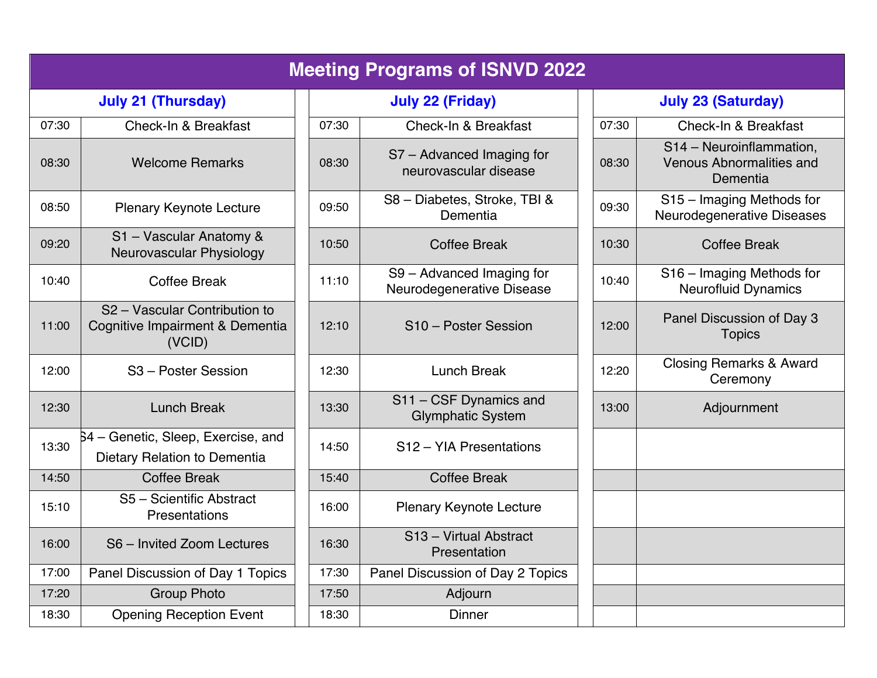# Meeting Programs of ISNVD 2022

| July 21 (Thursday) | | July 22 (Friday) | | July 23 (Saturday) | |
|---|---|---|---|---|---|
| 07:30 | Check-In & Breakfast | 07:30 | Check-In & Breakfast | 07:30 | Check-In & Breakfast |
| 08:30 | Welcome Remarks | 08:30 | S7 – Advanced Imaging for neurovascular disease | 08:30 | S14 – Neuroinflammation, Venous Abnormalities and Dementia |
| 08:50 | Plenary Keynote Lecture | 09:50 | S8 – Diabetes, Stroke, TBI & Dementia | 09:30 | S15 – Imaging Methods for Neurodegenerative Diseases |
| 09:20 | S1 – Vascular Anatomy & Neurovascular Physiology | 10:50 | Coffee Break | 10:30 | Coffee Break |
| 10:40 | Coffee Break | 11:10 | S9 – Advanced Imaging for Neurodegenerative Disease | 10:40 | S16 – Imaging Methods for Neurofluid Dynamics |
| 11:00 | S2 – Vascular Contribution to Cognitive Impairment & Dementia (VCID) | 12:10 | S10 – Poster Session | 12:00 | Panel Discussion of Day 3 Topics |
| 12:00 | S3 – Poster Session | 12:30 | Lunch Break | 12:20 | Closing Remarks & Award Ceremony |
| 12:30 | Lunch Break | 13:30 | S11 – CSF Dynamics and Glymphatic System | 13:00 | Adjournment |
| 13:30 | S4 – Genetic, Sleep, Exercise, and Dietary Relation to Dementia | 14:50 | S12 – YIA Presentations | | |
| 14:50 | Coffee Break | 15:40 | Coffee Break | | |
| 15:10 | S5 – Scientific Abstract Presentations | 16:00 | Plenary Keynote Lecture | | |
| 16:00 | S6 – Invited Zoom Lectures | 16:30 | S13 – Virtual Abstract Presentation | | |
| 17:00 | Panel Discussion of Day 1 Topics | 17:30 | Panel Discussion of Day 2 Topics | | |
| 17:20 | Group Photo | 17:50 | Adjourn | | |
| 18:30 | Opening Reception Event | 18:30 | Dinner | | |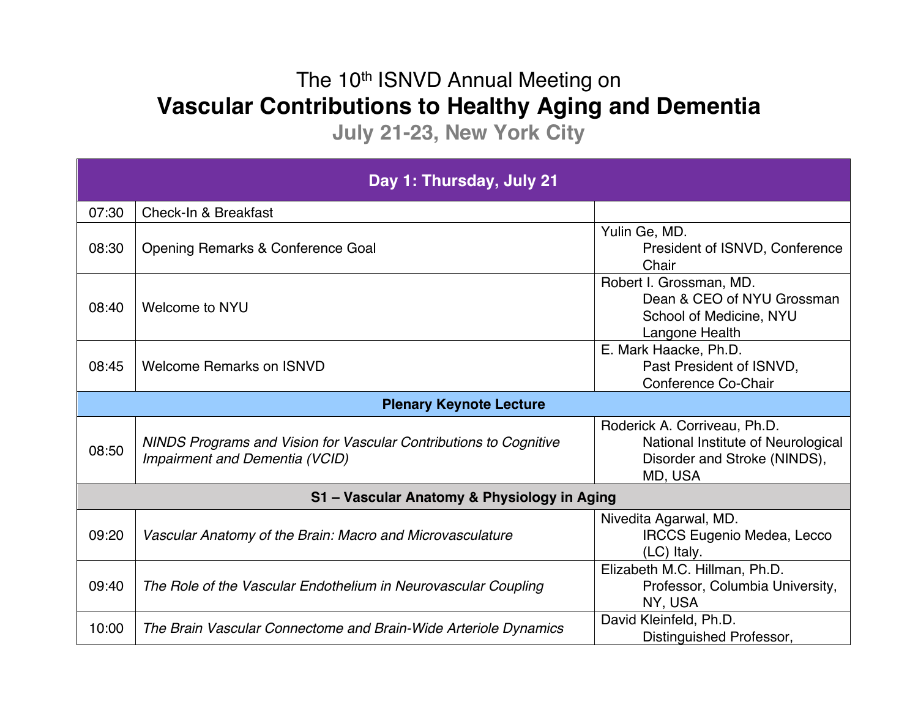# The 10th ISNVD Annual Meeting on

# Vascular Contributions to Healthy Aging and Dementia

## July 21-23, New York City

| Day 1: Thursday, July 21 | | |
|---|---|---|
| 07:30 | Check-In & Breakfast | |
| 08:30 | Opening Remarks & Conference Goal | Yulin Ge, MD. President of ISNVD, Conference Chair |
| 08:40 | Welcome to NYU | Robert I. Grossman, MD. Dean & CEO of NYU Grossman School of Medicine, NYU Langone Health |
| 08:45 | Welcome Remarks on ISNVD | E. Mark Haacke, Ph.D. Past President of ISNVD, Conference Co-Chair |
| **Plenary Keynote Lecture** | | |
| 08:50 | *NINDS Programs and Vision for Vascular Contributions to Cognitive Impairment and Dementia (VCID)* | Roderick A. Corriveau, Ph.D. National Institute of Neurological Disorder and Stroke (NINDS), MD, USA |
| **S1 – Vascular Anatomy & Physiology in Aging** | | |
| 09:20 | *Vascular Anatomy of the Brain: Macro and Microvasculature* | Nivedita Agarwal, MD. IRCCS Eugenio Medea, Lecco (LC) Italy. |
| 09:40 | *The Role of the Vascular Endothelium in Neurovascular Coupling* | Elizabeth M.C. Hillman, Ph.D. Professor, Columbia University, NY, USA |
| 10:00 | *The Brain Vascular Connectome and Brain-Wide Arteriole Dynamics* | David Kleinfeld, Ph.D. Distinguished Professor, |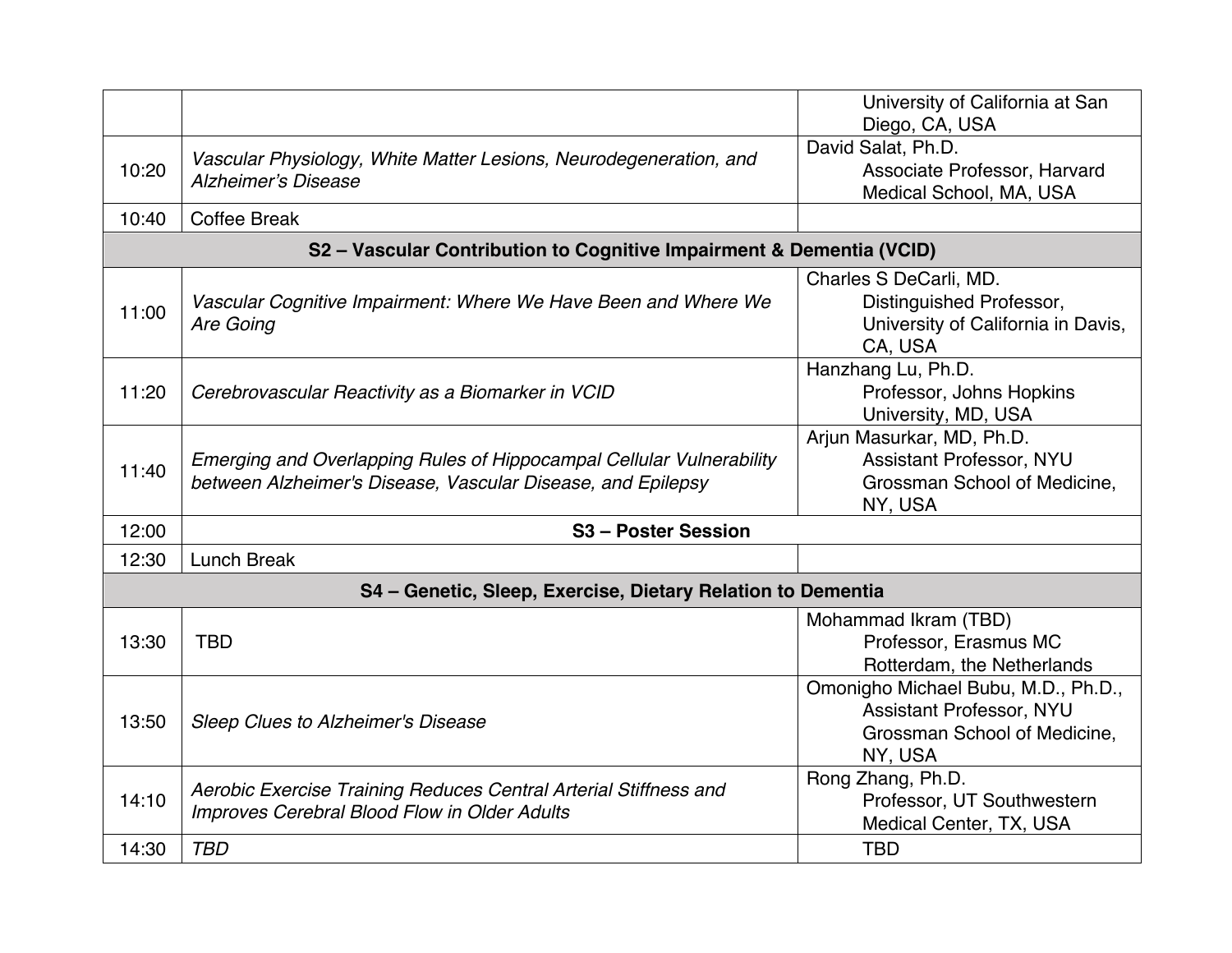| | | |
|---|---|---|
| | | University of California at San Diego, CA, USA |
| 10:20 | *Vascular Physiology, White Matter Lesions, Neurodegeneration, and Alzheimer's Disease* | David Salat, Ph.D.<br>Associate Professor, Harvard Medical School, MA, USA |
| 10:40 | Coffee Break | |
| **S2 – Vascular Contribution to Cognitive Impairment & Dementia (VCID)** | | |
| 11:00 | *Vascular Cognitive Impairment: Where We Have Been and Where We Are Going* | Charles S DeCarli, MD.<br>Distinguished Professor, University of California in Davis, CA, USA |
| 11:20 | *Cerebrovascular Reactivity as a Biomarker in VCID* | Hanzhang Lu, Ph.D.<br>Professor, Johns Hopkins University, MD, USA |
| 11:40 | *Emerging and Overlapping Rules of Hippocampal Cellular Vulnerability between Alzheimer's Disease, Vascular Disease, and Epilepsy* | Arjun Masurkar, MD, Ph.D.<br>Assistant Professor, NYU Grossman School of Medicine, NY, USA |
| 12:00 | **S3 – Poster Session** | |
| 12:30 | Lunch Break | |
| **S4 – Genetic, Sleep, Exercise, Dietary Relation to Dementia** | | |
| 13:30 | TBD | Mohammad Ikram (TBD)<br>Professor, Erasmus MC Rotterdam, the Netherlands |
| 13:50 | *Sleep Clues to Alzheimer's Disease* | Omonigho Michael Bubu, M.D., Ph.D.,<br>Assistant Professor, NYU Grossman School of Medicine, NY, USA |
| 14:10 | *Aerobic Exercise Training Reduces Central Arterial Stiffness and Improves Cerebral Blood Flow in Older Adults* | Rong Zhang, Ph.D.<br>Professor, UT Southwestern Medical Center, TX, USA |
| 14:30 | *TBD* | TBD |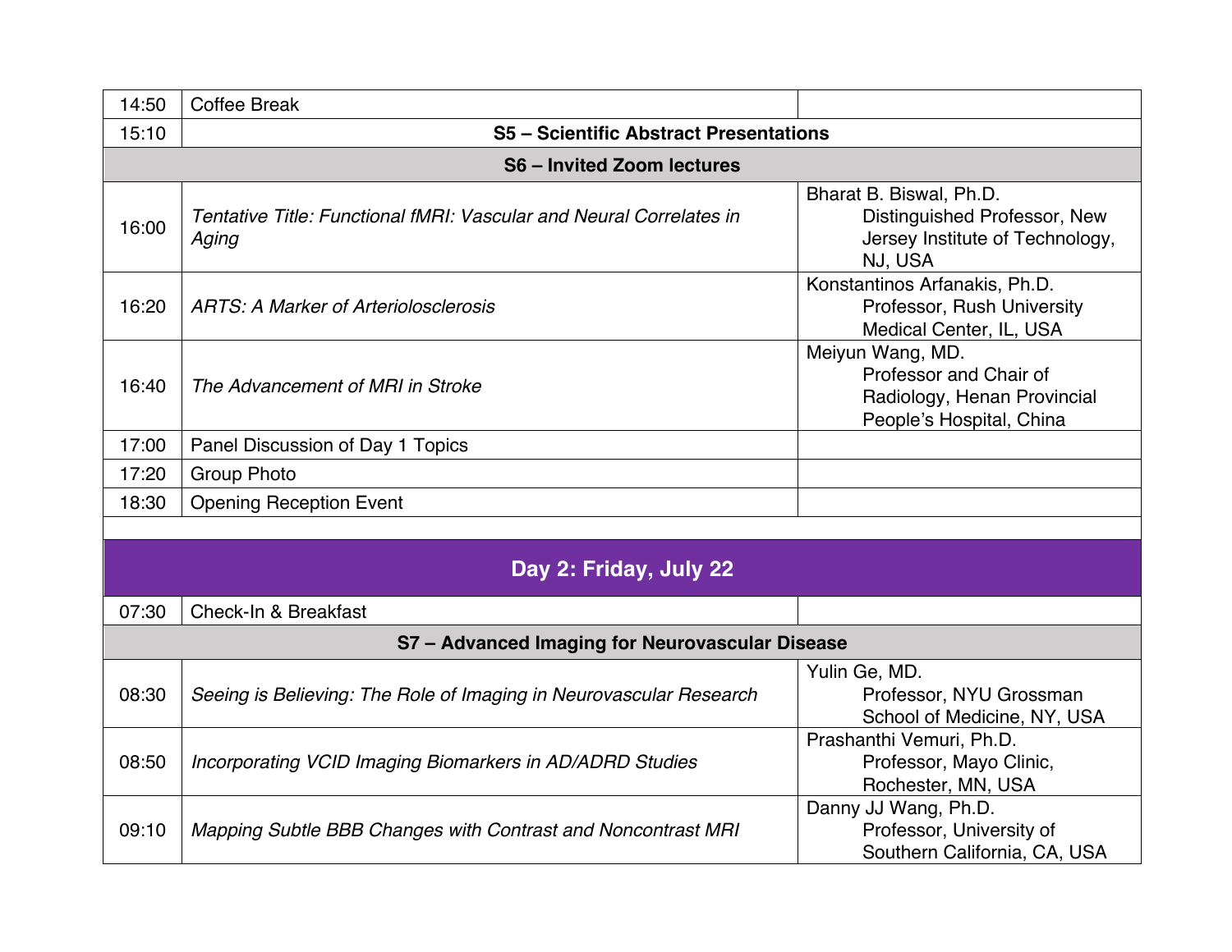| | | |
|---|---|---|
| 14:50 | Coffee Break | |
| 15:10 | **S5 – Scientific Abstract Presentations** | |
| **S6 – Invited Zoom lectures** | | |
| 16:00 | *Tentative Title: Functional fMRI: Vascular and Neural Correlates in Aging* | Bharat B. Biswal, Ph.D.<br>Distinguished Professor, New Jersey Institute of Technology, NJ, USA |
| 16:20 | *ARTS: A Marker of Arteriolosclerosis* | Konstantinos Arfanakis, Ph.D.<br>Professor, Rush University Medical Center, IL, USA |
| 16:40 | *The Advancement of MRI in Stroke* | Meiyun Wang, MD.<br>Professor and Chair of Radiology, Henan Provincial People's Hospital, China |
| 17:00 | Panel Discussion of Day 1 Topics | |
| 17:20 | Group Photo | |
| 18:30 | Opening Reception Event | |

## Day 2: Friday, July 22

| | | |
|---|---|---|
| 07:30 | Check-In & Breakfast | |
| **S7 – Advanced Imaging for Neurovascular Disease** | | |
| 08:30 | *Seeing is Believing: The Role of Imaging in Neurovascular Research* | Yulin Ge, MD.<br>Professor, NYU Grossman School of Medicine, NY, USA |
| 08:50 | *Incorporating VCID Imaging Biomarkers in AD/ADRD Studies* | Prashanthi Vemuri, Ph.D.<br>Professor, Mayo Clinic, Rochester, MN, USA |
| 09:10 | *Mapping Subtle BBB Changes with Contrast and Noncontrast MRI* | Danny JJ Wang, Ph.D.<br>Professor, University of Southern California, CA, USA |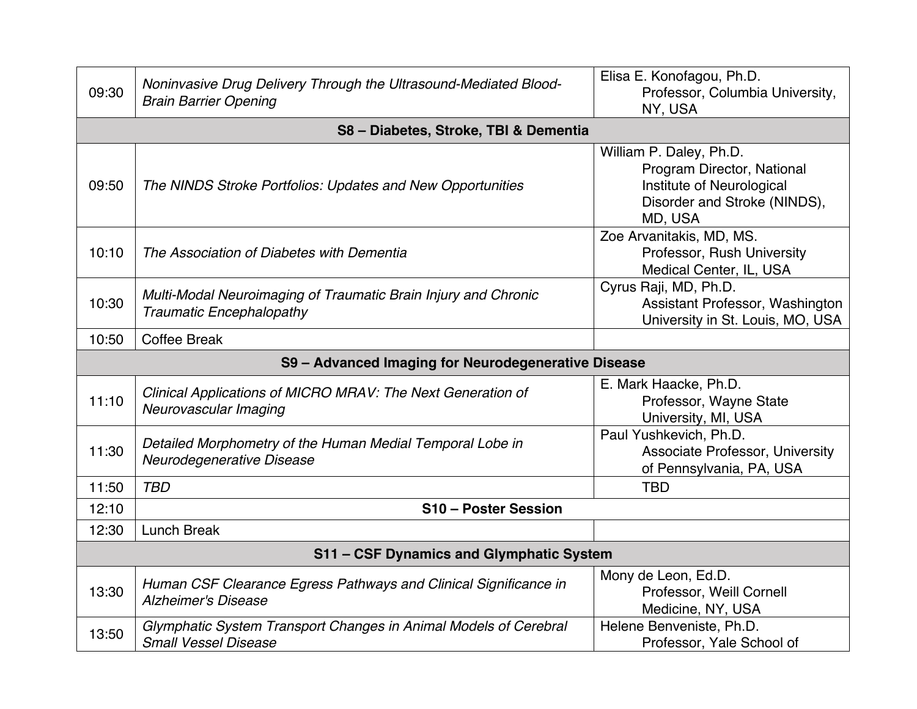| | | |
|---|---|---|
| 09:30 | *Noninvasive Drug Delivery Through the Ultrasound-Mediated Blood-Brain Barrier Opening* | Elisa E. Konofagou, Ph.D. Professor, Columbia University, NY, USA |
| **S8 – Diabetes, Stroke, TBI & Dementia** | | |
| 09:50 | *The NINDS Stroke Portfolios: Updates and New Opportunities* | William P. Daley, Ph.D. Program Director, National Institute of Neurological Disorder and Stroke (NINDS), MD, USA |
| 10:10 | *The Association of Diabetes with Dementia* | Zoe Arvanitakis, MD, MS. Professor, Rush University Medical Center, IL, USA |
| 10:30 | *Multi-Modal Neuroimaging of Traumatic Brain Injury and Chronic Traumatic Encephalopathy* | Cyrus Raji, MD, Ph.D. Assistant Professor, Washington University in St. Louis, MO, USA |
| 10:50 | Coffee Break | |
| **S9 – Advanced Imaging for Neurodegenerative Disease** | | |
| 11:10 | *Clinical Applications of MICRO MRAV: The Next Generation of Neurovascular Imaging* | E. Mark Haacke, Ph.D. Professor, Wayne State University, MI, USA |
| 11:30 | *Detailed Morphometry of the Human Medial Temporal Lobe in Neurodegenerative Disease* | Paul Yushkevich, Ph.D. Associate Professor, University of Pennsylvania, PA, USA |
| 11:50 | *TBD* | TBD |
| 12:10 | **S10 – Poster Session** | |
| 12:30 | Lunch Break | |
| **S11 – CSF Dynamics and Glymphatic System** | | |
| 13:30 | *Human CSF Clearance Egress Pathways and Clinical Significance in Alzheimer's Disease* | Mony de Leon, Ed.D. Professor, Weill Cornell Medicine, NY, USA |
| 13:50 | *Glymphatic System Transport Changes in Animal Models of Cerebral Small Vessel Disease* | Helene Benveniste, Ph.D. Professor, Yale School of |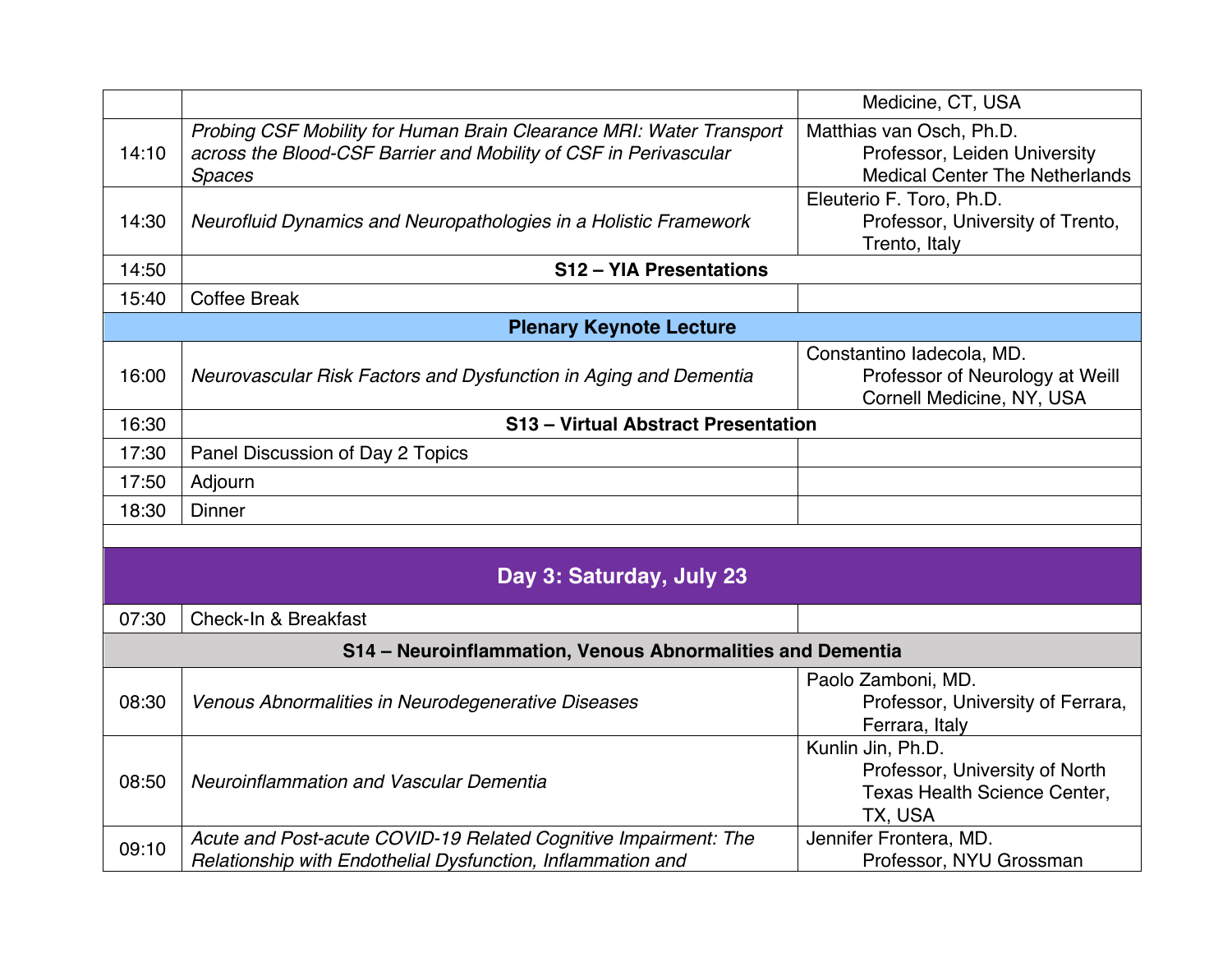| | | |
|---|---|---|
| | | Medicine, CT, USA |
| 14:10 | *Probing CSF Mobility for Human Brain Clearance MRI: Water Transport across the Blood-CSF Barrier and Mobility of CSF in Perivascular Spaces* | Matthias van Osch, Ph.D. Professor, Leiden University Medical Center The Netherlands |
| 14:30 | *Neurofluid Dynamics and Neuropathologies in a Holistic Framework* | Eleuterio F. Toro, Ph.D. Professor, University of Trento, Trento, Italy |
| 14:50 | **S12 – YIA Presentations** | |
| 15:40 | Coffee Break | |
| **Plenary Keynote Lecture** | | |
| 16:00 | *Neurovascular Risk Factors and Dysfunction in Aging and Dementia* | Constantino Iadecola, MD. Professor of Neurology at Weill Cornell Medicine, NY, USA |
| 16:30 | **S13 – Virtual Abstract Presentation** | |
| 17:30 | Panel Discussion of Day 2 Topics | |
| 17:50 | Adjourn | |
| 18:30 | Dinner | |

## Day 3: Saturday, July 23

| | | |
|---|---|---|
| 07:30 | Check-In & Breakfast | |
| **S14 – Neuroinflammation, Venous Abnormalities and Dementia** | | |
| 08:30 | *Venous Abnormalities in Neurodegenerative Diseases* | Paolo Zamboni, MD. Professor, University of Ferrara, Ferrara, Italy |
| 08:50 | *Neuroinflammation and Vascular Dementia* | Kunlin Jin, Ph.D. Professor, University of North Texas Health Science Center, TX, USA |
| 09:10 | *Acute and Post-acute COVID-19 Related Cognitive Impairment: The Relationship with Endothelial Dysfunction, Inflammation and* | Jennifer Frontera, MD. Professor, NYU Grossman |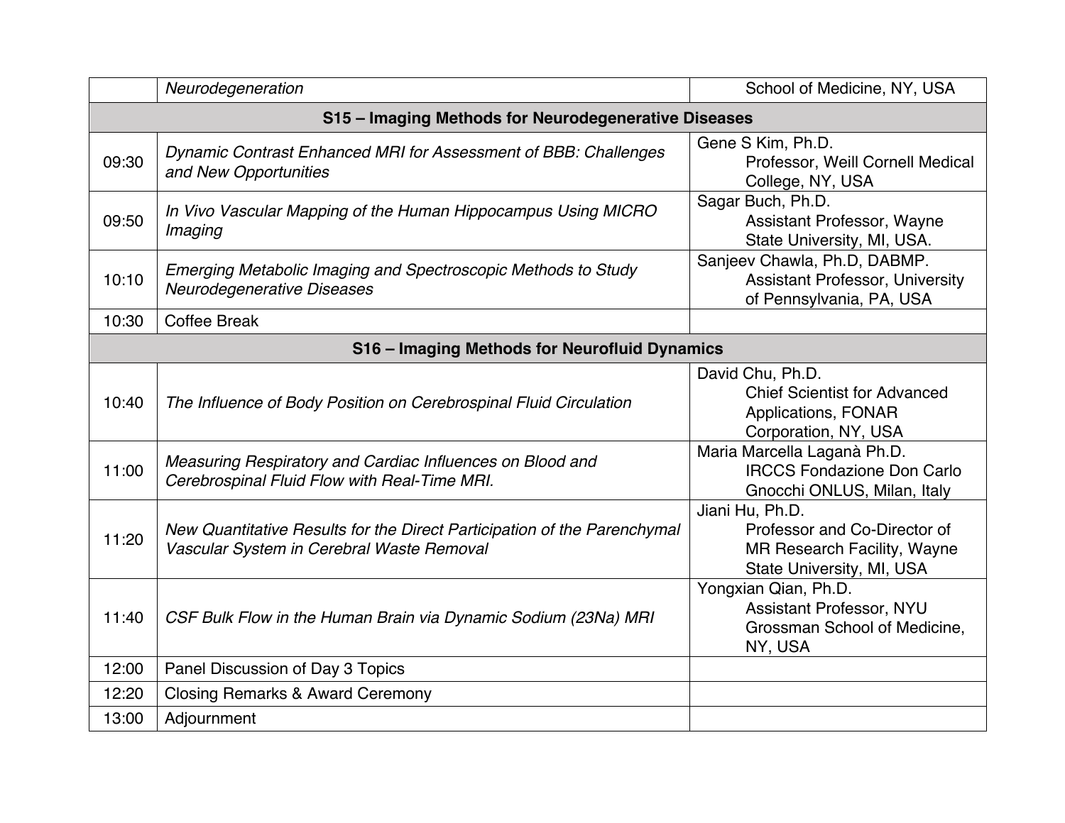| | | |
|---|---|---|
| | *Neurodegeneration* | School of Medicine, NY, USA |
| **S15 – Imaging Methods for Neurodegenerative Diseases** | | |
| 09:30 | *Dynamic Contrast Enhanced MRI for Assessment of BBB: Challenges and New Opportunities* | Gene S Kim, Ph.D.<br>Professor, Weill Cornell Medical College, NY, USA |
| 09:50 | *In Vivo Vascular Mapping of the Human Hippocampus Using MICRO Imaging* | Sagar Buch, Ph.D.<br>Assistant Professor, Wayne State University, MI, USA. |
| 10:10 | *Emerging Metabolic Imaging and Spectroscopic Methods to Study Neurodegenerative Diseases* | Sanjeev Chawla, Ph.D, DABMP.<br>Assistant Professor, University of Pennsylvania, PA, USA |
| 10:30 | Coffee Break | |
| **S16 – Imaging Methods for Neurofluid Dynamics** | | |
| 10:40 | *The Influence of Body Position on Cerebrospinal Fluid Circulation* | David Chu, Ph.D.<br>Chief Scientist for Advanced Applications, FONAR Corporation, NY, USA |
| 11:00 | *Measuring Respiratory and Cardiac Influences on Blood and Cerebrospinal Fluid Flow with Real-Time MRI.* | Maria Marcella Laganà Ph.D.<br>IRCCS Fondazione Don Carlo Gnocchi ONLUS, Milan, Italy |
| 11:20 | *New Quantitative Results for the Direct Participation of the Parenchymal Vascular System in Cerebral Waste Removal* | Jiani Hu, Ph.D.<br>Professor and Co-Director of MR Research Facility, Wayne State University, MI, USA |
| 11:40 | *CSF Bulk Flow in the Human Brain via Dynamic Sodium (23Na) MRI* | Yongxian Qian, Ph.D.<br>Assistant Professor, NYU Grossman School of Medicine, NY, USA |
| 12:00 | Panel Discussion of Day 3 Topics | |
| 12:20 | Closing Remarks & Award Ceremony | |
| 13:00 | Adjournment | |